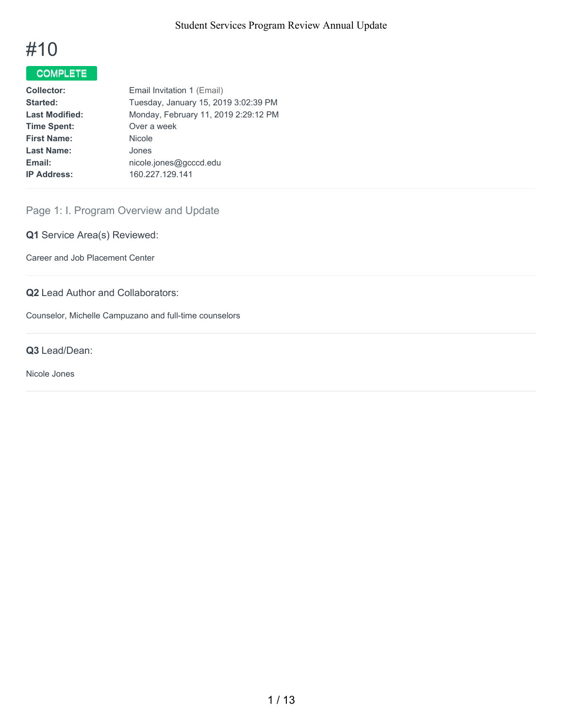# #10

**COMPLETE**

| | |
|---|---|
| **Collector:** | Email Invitation 1 (Email) |
| **Started:** | Tuesday, January 15, 2019 3:02:39 PM |
| **Last Modified:** | Monday, February 11, 2019 2:29:12 PM |
| **Time Spent:** | Over a week |
| **First Name:** | Nicole |
| **Last Name:** | Jones |
| **Email:** | nicole.jones@gcccd.edu |
| **IP Address:** | 160.227.129.141 |

## Page 1: I. Program Overview and Update

**Q1** Service Area(s) Reviewed:

Career and Job Placement Center

**Q2** Lead Author and Collaborators:

Counselor, Michelle Campuzano and full-time counselors

**Q3** Lead/Dean:

Nicole Jones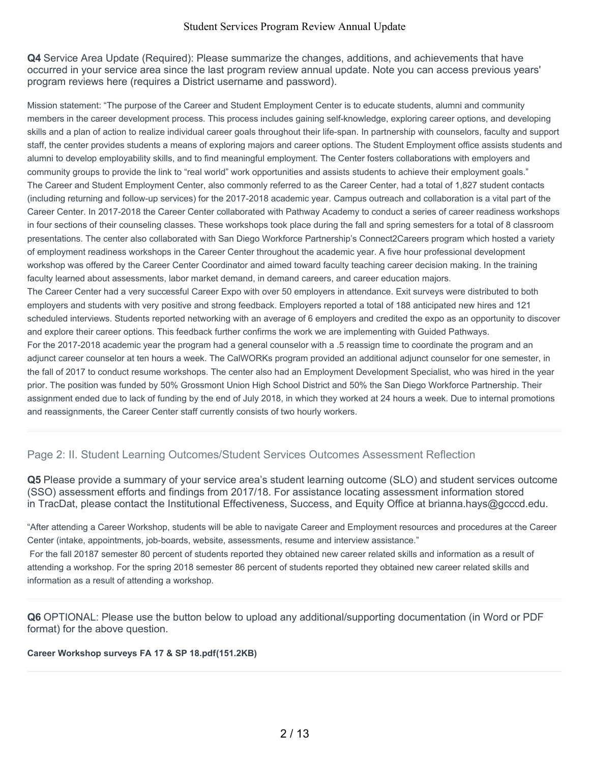**Q4** Service Area Update (Required): Please summarize the changes, additions, and achievements that have occurred in your service area since the last program review annual update. Note you can access previous years' program reviews here (requires a District username and password).

Mission statement: "The purpose of the Career and Student Employment Center is to educate students, alumni and community members in the career development process. This process includes gaining self-knowledge, exploring career options, and developing skills and a plan of action to realize individual career goals throughout their life-span. In partnership with counselors, faculty and support staff, the center provides students a means of exploring majors and career options. The Student Employment office assists students and alumni to develop employability skills, and to find meaningful employment. The Center fosters collaborations with employers and community groups to provide the link to "real world" work opportunities and assists students to achieve their employment goals."
The Career and Student Employment Center, also commonly referred to as the Career Center, had a total of 1,827 student contacts (including returning and follow-up services) for the 2017-2018 academic year. Campus outreach and collaboration is a vital part of the Career Center. In 2017-2018 the Career Center collaborated with Pathway Academy to conduct a series of career readiness workshops in four sections of their counseling classes. These workshops took place during the fall and spring semesters for a total of 8 classroom presentations. The center also collaborated with San Diego Workforce Partnership's Connect2Careers program which hosted a variety of employment readiness workshops in the Career Center throughout the academic year. A five hour professional development workshop was offered by the Career Center Coordinator and aimed toward faculty teaching career decision making. In the training faculty learned about assessments, labor market demand, in demand careers, and career education majors.
The Career Center had a very successful Career Expo with over 50 employers in attendance. Exit surveys were distributed to both employers and students with very positive and strong feedback. Employers reported a total of 188 anticipated new hires and 121 scheduled interviews. Students reported networking with an average of 6 employers and credited the expo as an opportunity to discover and explore their career options. This feedback further confirms the work we are implementing with Guided Pathways.
For the 2017-2018 academic year the program had a general counselor with a .5 reassign time to coordinate the program and an adjunct career counselor at ten hours a week. The CalWORKs program provided an additional adjunct counselor for one semester, in the fall of 2017 to conduct resume workshops. The center also had an Employment Development Specialist, who was hired in the year prior. The position was funded by 50% Grossmont Union High School District and 50% the San Diego Workforce Partnership. Their assignment ended due to lack of funding by the end of July 2018, in which they worked at 24 hours a week. Due to internal promotions and reassignments, the Career Center staff currently consists of two hourly workers.

## Page 2: II. Student Learning Outcomes/Student Services Outcomes Assessment Reflection

**Q5** Please provide a summary of your service area's student learning outcome (SLO) and student services outcome (SSO) assessment efforts and findings from 2017/18. For assistance locating assessment information stored in TracDat, please contact the Institutional Effectiveness, Success, and Equity Office at brianna.hays@gcccd.edu.

"After attending a Career Workshop, students will be able to navigate Career and Employment resources and procedures at the Career Center (intake, appointments, job-boards, website, assessments, resume and interview assistance."
For the fall 20187 semester 80 percent of students reported they obtained new career related skills and information as a result of attending a workshop. For the spring 2018 semester 86 percent of students reported they obtained new career related skills and information as a result of attending a workshop.

**Q6** OPTIONAL: Please use the button below to upload any additional/supporting documentation (in Word or PDF format) for the above question.

**Career Workshop surveys FA 17 & SP 18.pdf(151.2KB)**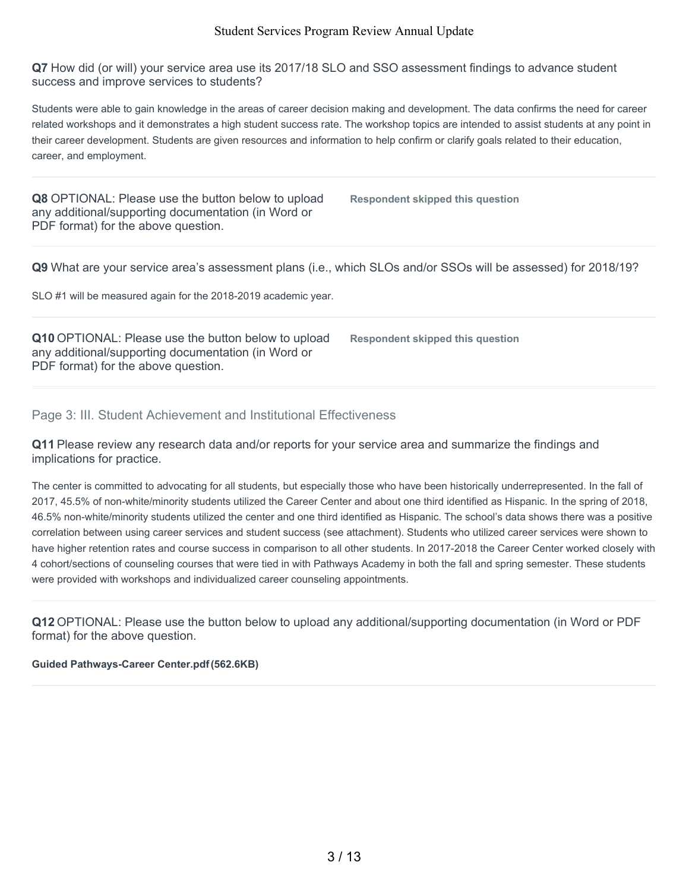**Q7** How did (or will) your service area use its 2017/18 SLO and SSO assessment findings to advance student success and improve services to students?

Students were able to gain knowledge in the areas of career decision making and development. The data confirms the need for career related workshops and it demonstrates a high student success rate. The workshop topics are intended to assist students at any point in their career development. Students are given resources and information to help confirm or clarify goals related to their education, career, and employment.

---

**Q8** OPTIONAL: Please use the button below to upload any additional/supporting documentation (in Word or PDF format) for the above question.

**Respondent skipped this question**

---

**Q9** What are your service area's assessment plans (i.e., which SLOs and/or SSOs will be assessed) for 2018/19?

SLO #1 will be measured again for the 2018-2019 academic year.

---

**Q10** OPTIONAL: Please use the button below to upload any additional/supporting documentation (in Word or PDF format) for the above question.

**Respondent skipped this question**

---

## Page 3: III. Student Achievement and Institutional Effectiveness

**Q11** Please review any research data and/or reports for your service area and summarize the findings and implications for practice.

The center is committed to advocating for all students, but especially those who have been historically underrepresented. In the fall of 2017, 45.5% of non-white/minority students utilized the Career Center and about one third identified as Hispanic. In the spring of 2018, 46.5% non-white/minority students utilized the center and one third identified as Hispanic. The school's data shows there was a positive correlation between using career services and student success (see attachment). Students who utilized career services were shown to have higher retention rates and course success in comparison to all other students. In 2017-2018 the Career Center worked closely with 4 cohort/sections of counseling courses that were tied in with Pathways Academy in both the fall and spring semester. These students were provided with workshops and individualized career counseling appointments.

---

**Q12** OPTIONAL: Please use the button below to upload any additional/supporting documentation (in Word or PDF format) for the above question.

**Guided Pathways-Career Center.pdf (562.6KB)**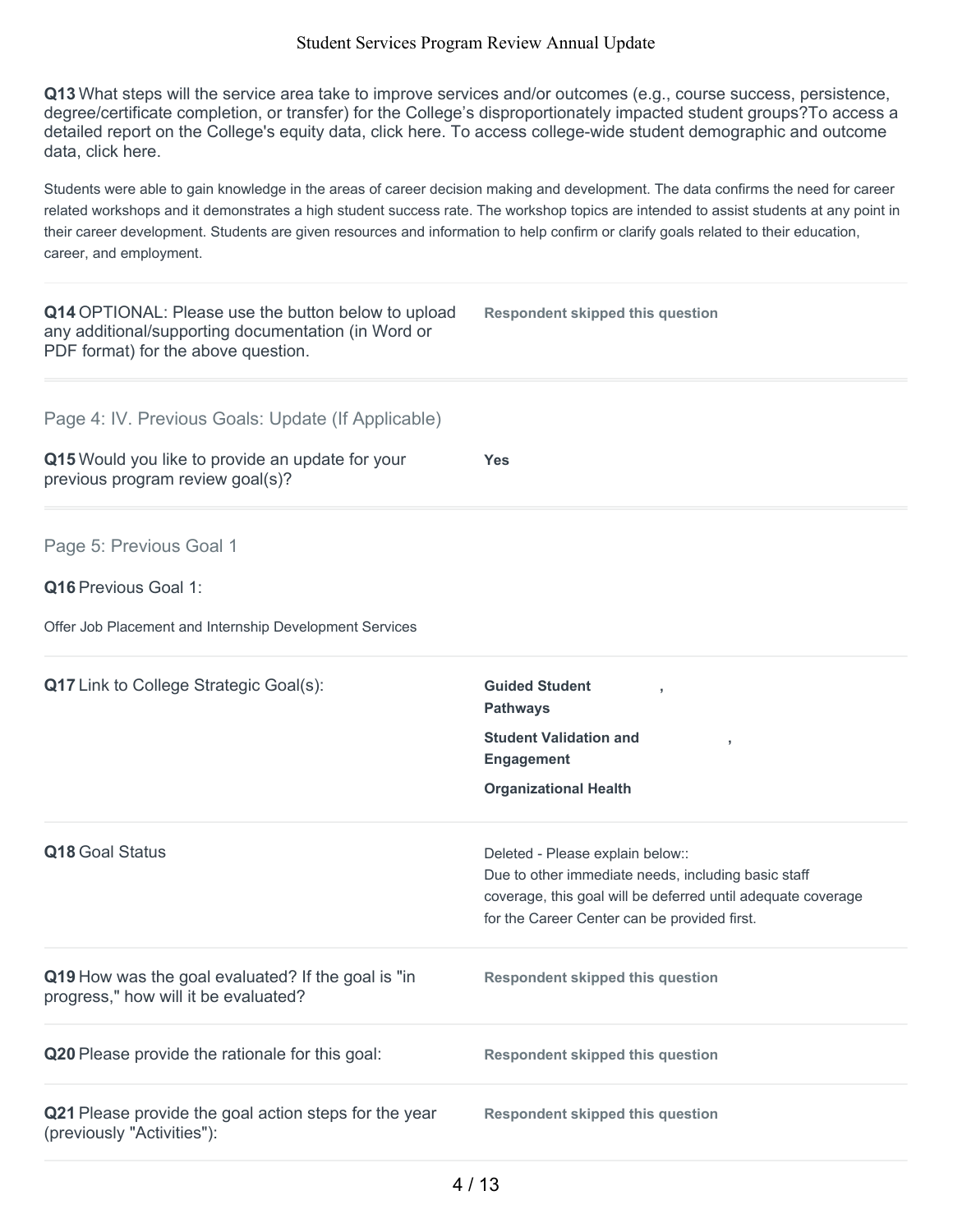**Q13** What steps will the service area take to improve services and/or outcomes (e.g., course success, persistence, degree/certificate completion, or transfer) for the College's disproportionately impacted student groups?To access a detailed report on the College's equity data, click here. To access college-wide student demographic and outcome data, click here.

Students were able to gain knowledge in the areas of career decision making and development. The data confirms the need for career related workshops and it demonstrates a high student success rate. The workshop topics are intended to assist students at any point in their career development. Students are given resources and information to help confirm or clarify goals related to their education, career, and employment.

**Q14** OPTIONAL: Please use the button below to upload any additional/supporting documentation (in Word or PDF format) for the above question.

**Respondent skipped this question**

## Page 4: IV. Previous Goals: Update (If Applicable)

**Q15** Would you like to provide an update for your previous program review goal(s)?

**Yes**

## Page 5: Previous Goal 1

**Q16** Previous Goal 1:

Offer Job Placement and Internship Development Services

**Q17** Link to College Strategic Goal(s):

**Guided Student Pathways** ,

**Student Validation and Engagement** ,

**Organizational Health**

**Q18** Goal Status

Deleted - Please explain below::
Due to other immediate needs, including basic staff coverage, this goal will be deferred until adequate coverage for the Career Center can be provided first.

**Q19** How was the goal evaluated? If the goal is "in progress," how will it be evaluated?

**Respondent skipped this question**

**Q20** Please provide the rationale for this goal:

**Respondent skipped this question**

**Q21** Please provide the goal action steps for the year (previously "Activities"):

**Respondent skipped this question**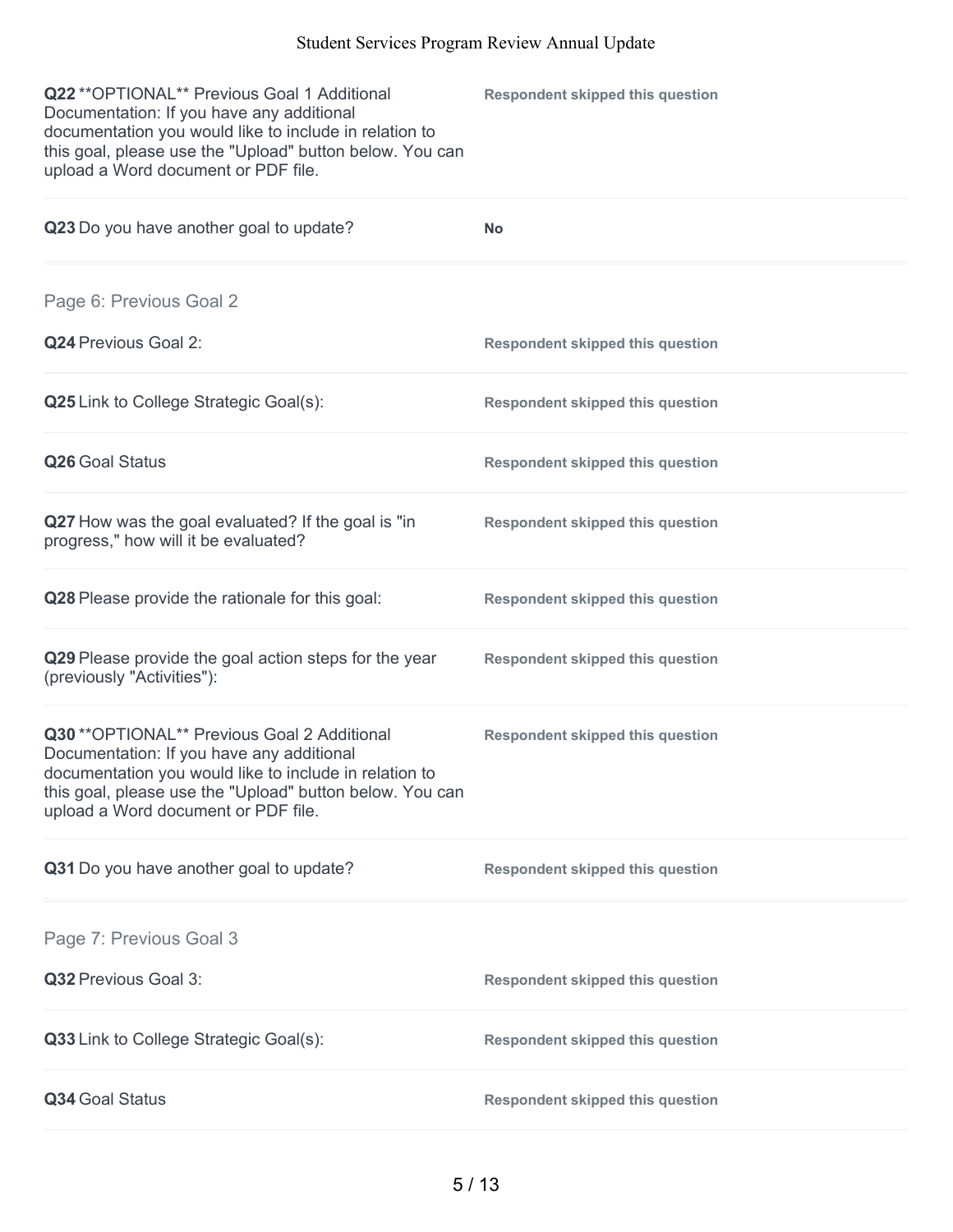**Q22** **OPTIONAL** Previous Goal 1 Additional Documentation: If you have any additional documentation you would like to include in relation to this goal, please use the "Upload" button below. You can upload a Word document or PDF file.

**Respondent skipped this question**

**Q23** Do you have another goal to update?

**No**

## Page 6: Previous Goal 2

**Q24** Previous Goal 2:

**Respondent skipped this question**

**Q25** Link to College Strategic Goal(s):

**Respondent skipped this question**

**Q26** Goal Status

**Respondent skipped this question**

**Q27** How was the goal evaluated? If the goal is "in progress," how will it be evaluated?

**Respondent skipped this question**

**Q28** Please provide the rationale for this goal:

**Respondent skipped this question**

**Q29** Please provide the goal action steps for the year (previously "Activities"):

**Respondent skipped this question**

**Q30** **OPTIONAL** Previous Goal 2 Additional Documentation: If you have any additional documentation you would like to include in relation to this goal, please use the "Upload" button below. You can upload a Word document or PDF file.

**Respondent skipped this question**

**Q31** Do you have another goal to update?

**Respondent skipped this question**

## Page 7: Previous Goal 3

**Q32** Previous Goal 3:

**Respondent skipped this question**

**Q33** Link to College Strategic Goal(s):

**Respondent skipped this question**

**Q34** Goal Status

**Respondent skipped this question**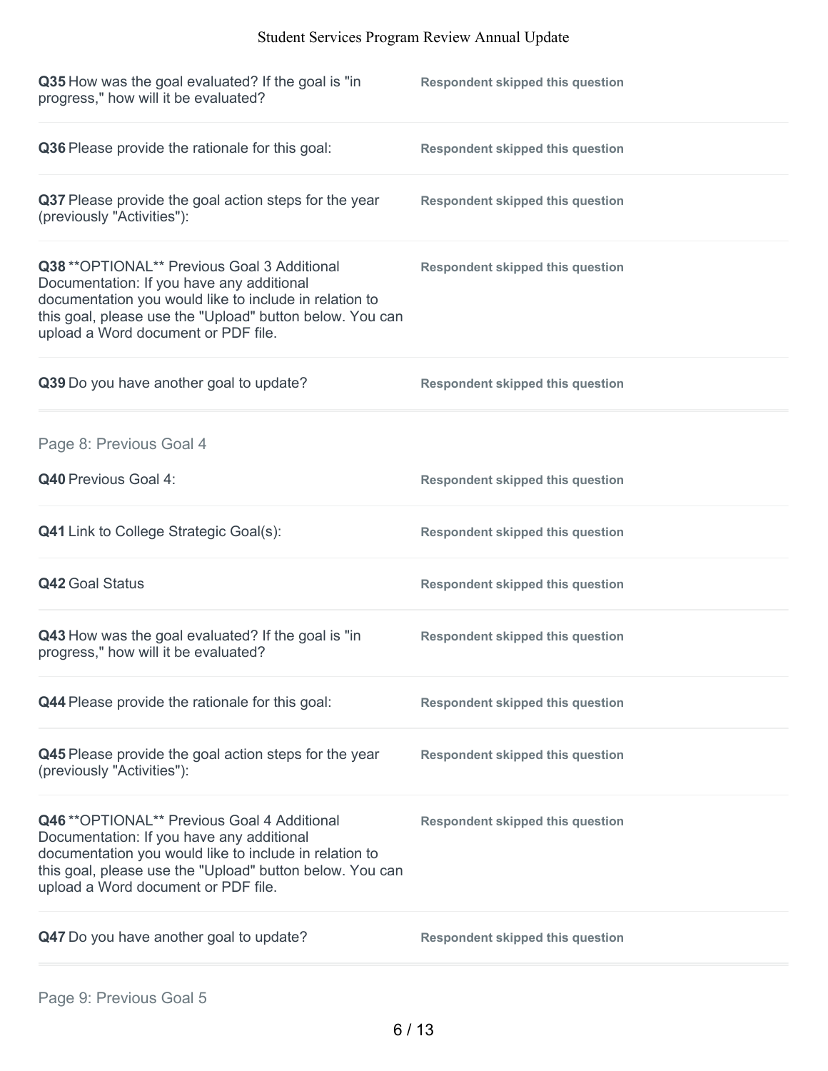**Q35** How was the goal evaluated? If the goal is "in progress," how will it be evaluated?

**Respondent skipped this question**

**Q36** Please provide the rationale for this goal:

**Respondent skipped this question**

**Q37** Please provide the goal action steps for the year (previously "Activities"):

**Respondent skipped this question**

**Q38** **OPTIONAL** Previous Goal 3 Additional Documentation: If you have any additional documentation you would like to include in relation to this goal, please use the "Upload" button below. You can upload a Word document or PDF file.

**Respondent skipped this question**

**Q39** Do you have another goal to update?

**Respondent skipped this question**

## Page 8: Previous Goal 4

**Q40** Previous Goal 4:

**Respondent skipped this question**

**Q41** Link to College Strategic Goal(s):

**Respondent skipped this question**

**Q42** Goal Status

**Respondent skipped this question**

**Q43** How was the goal evaluated? If the goal is "in progress," how will it be evaluated?

**Respondent skipped this question**

**Q44** Please provide the rationale for this goal:

**Respondent skipped this question**

**Q45** Please provide the goal action steps for the year (previously "Activities"):

**Respondent skipped this question**

**Q46** **OPTIONAL** Previous Goal 4 Additional Documentation: If you have any additional documentation you would like to include in relation to this goal, please use the "Upload" button below. You can upload a Word document or PDF file.

**Respondent skipped this question**

**Q47** Do you have another goal to update?

**Respondent skipped this question**

## Page 9: Previous Goal 5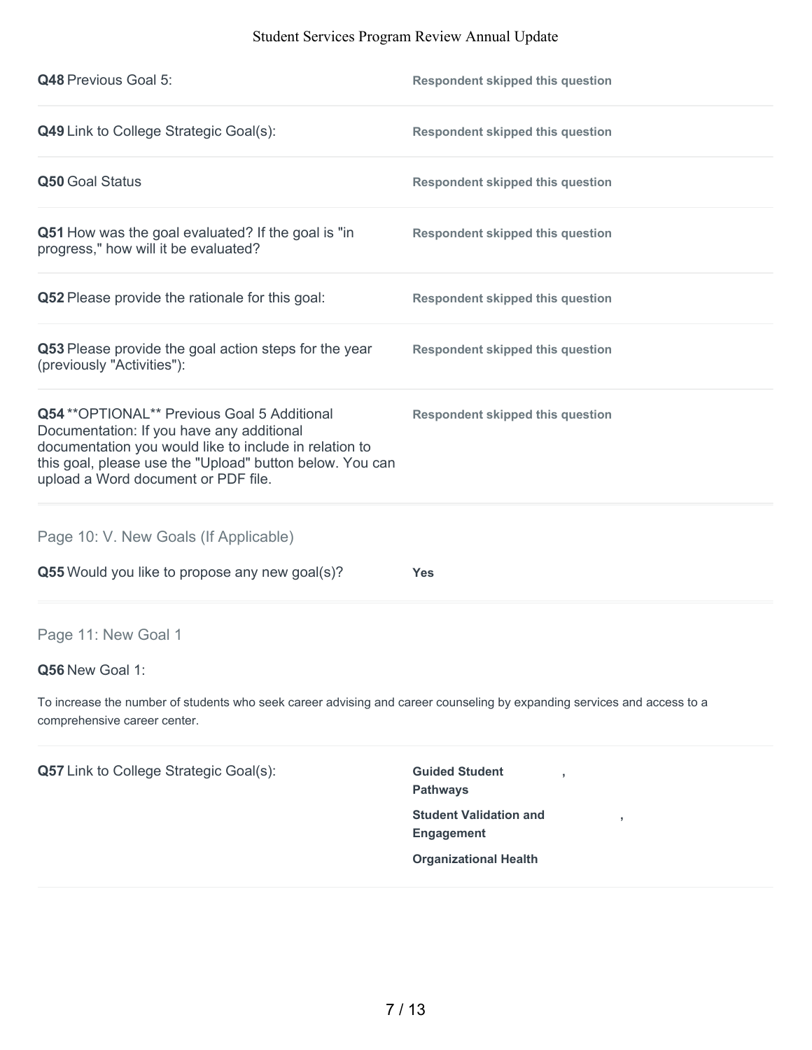**Q48** Previous Goal 5:

**Respondent skipped this question**

**Q49** Link to College Strategic Goal(s):

**Respondent skipped this question**

**Q50** Goal Status

**Respondent skipped this question**

**Q51** How was the goal evaluated? If the goal is "in progress," how will it be evaluated?

**Respondent skipped this question**

**Q52** Please provide the rationale for this goal:

**Respondent skipped this question**

**Q53** Please provide the goal action steps for the year (previously "Activities"):

**Respondent skipped this question**

**Q54** **OPTIONAL** Previous Goal 5 Additional Documentation: If you have any additional documentation you would like to include in relation to this goal, please use the "Upload" button below. You can upload a Word document or PDF file.

**Respondent skipped this question**

## Page 10: V. New Goals (If Applicable)

**Q55** Would you like to propose any new goal(s)?

**Yes**

## Page 11: New Goal 1

**Q56** New Goal 1:

To increase the number of students who seek career advising and career counseling by expanding services and access to a comprehensive career center.

**Q57** Link to College Strategic Goal(s):

**Guided Student Pathways** ,

**Student Validation and Engagement** ,

**Organizational Health**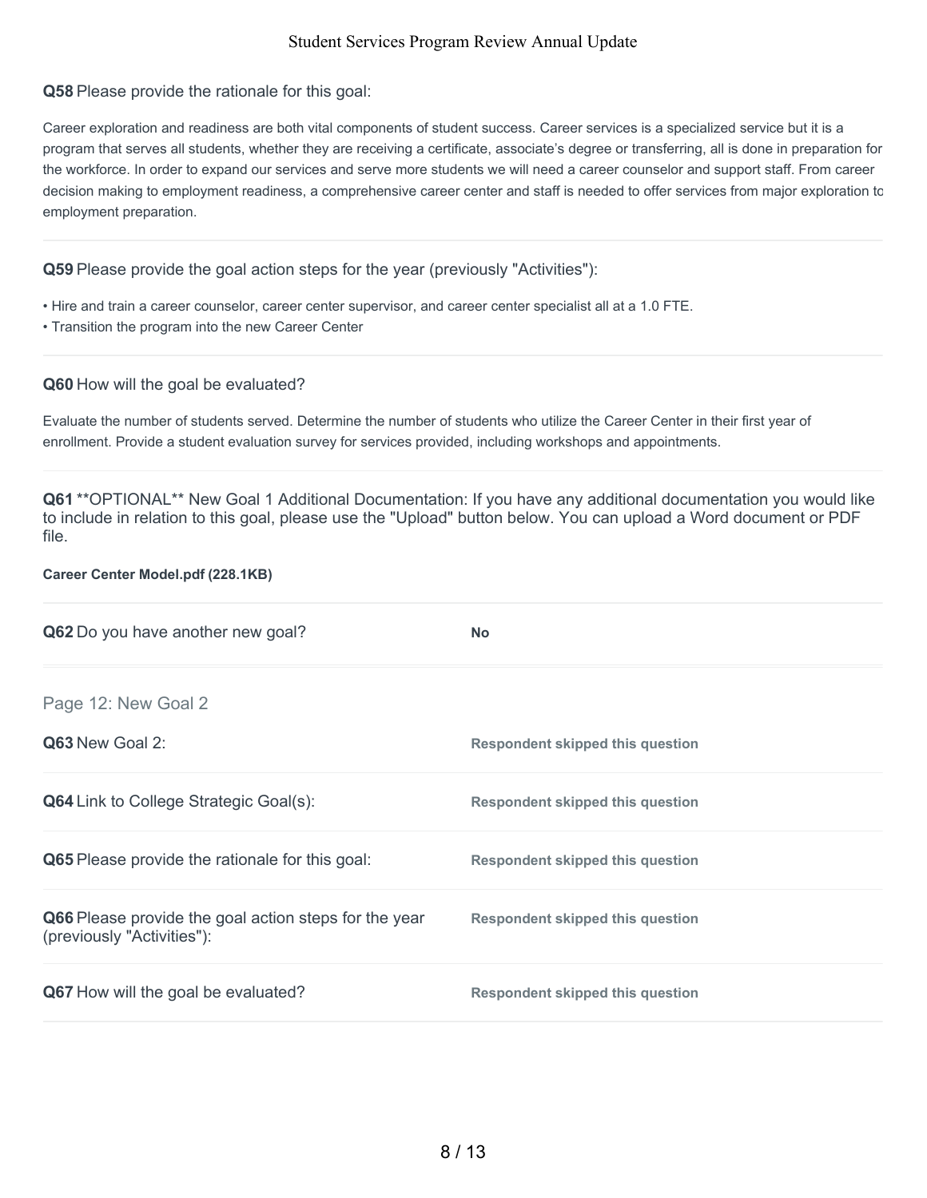**Q58** Please provide the rationale for this goal:

Career exploration and readiness are both vital components of student success. Career services is a specialized service but it is a program that serves all students, whether they are receiving a certificate, associate's degree or transferring, all is done in preparation for the workforce. In order to expand our services and serve more students we will need a career counselor and support staff. From career decision making to employment readiness, a comprehensive career center and staff is needed to offer services from major exploration to employment preparation.

**Q59** Please provide the goal action steps for the year (previously "Activities"):

- Hire and train a career counselor, career center supervisor, and career center specialist all at a 1.0 FTE.
- Transition the program into the new Career Center

**Q60** How will the goal be evaluated?

Evaluate the number of students served. Determine the number of students who utilize the Career Center in their first year of enrollment. Provide a student evaluation survey for services provided, including workshops and appointments.

**Q61** **OPTIONAL** New Goal 1 Additional Documentation: If you have any additional documentation you would like to include in relation to this goal, please use the "Upload" button below. You can upload a Word document or PDF file.

**Career Center Model.pdf (228.1KB)**

**Q62** Do you have another new goal? **No**

## Page 12: New Goal 2

**Q63** New Goal 2: **Respondent skipped this question**

**Q64** Link to College Strategic Goal(s): **Respondent skipped this question**

**Q65** Please provide the rationale for this goal: **Respondent skipped this question**

**Q66** Please provide the goal action steps for the year (previously "Activities"): **Respondent skipped this question**

**Q67** How will the goal be evaluated? **Respondent skipped this question**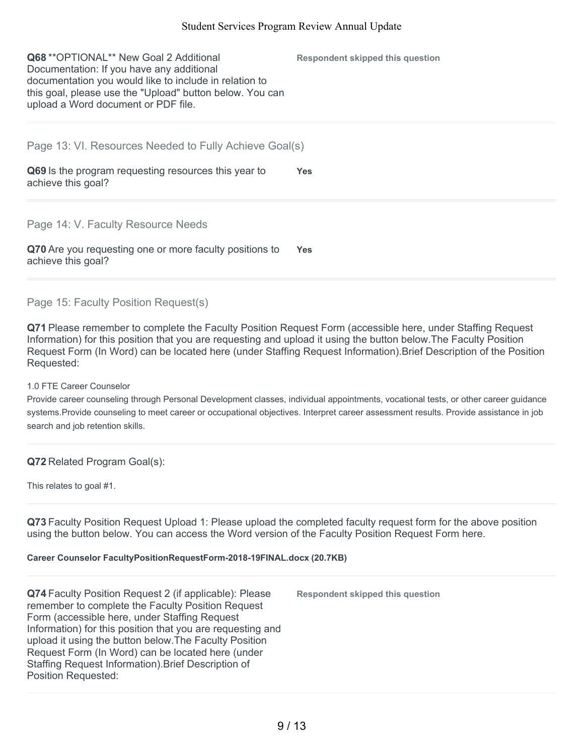**Q68** **OPTIONAL** New Goal 2 Additional Documentation: If you have any additional documentation you would like to include in relation to this goal, please use the "Upload" button below. You can upload a Word document or PDF file.

**Respondent skipped this question**

## Page 13: VI. Resources Needed to Fully Achieve Goal(s)

**Q69** Is the program requesting resources this year to achieve this goal?

**Yes**

## Page 14: V. Faculty Resource Needs

**Q70** Are you requesting one or more faculty positions to achieve this goal?

**Yes**

## Page 15: Faculty Position Request(s)

**Q71** Please remember to complete the Faculty Position Request Form (accessible here, under Staffing Request Information) for this position that you are requesting and upload it using the button below.The Faculty Position Request Form (In Word) can be located here (under Staffing Request Information).Brief Description of the Position Requested:

1.0 FTE Career Counselor
Provide career counseling through Personal Development classes, individual appointments, vocational tests, or other career guidance systems.Provide counseling to meet career or occupational objectives. Interpret career assessment results. Provide assistance in job search and job retention skills.

**Q72** Related Program Goal(s):

This relates to goal #1.

**Q73** Faculty Position Request Upload 1: Please upload the completed faculty request form for the above position using the button below. You can access the Word version of the Faculty Position Request Form here.

**Career Counselor FacultyPositionRequestForm-2018-19FINAL.docx (20.7KB)**

**Q74** Faculty Position Request 2 (if applicable): Please remember to complete the Faculty Position Request Form (accessible here, under Staffing Request Information) for this position that you are requesting and upload it using the button below.The Faculty Position Request Form (In Word) can be located here (under Staffing Request Information).Brief Description of Position Requested:

**Respondent skipped this question**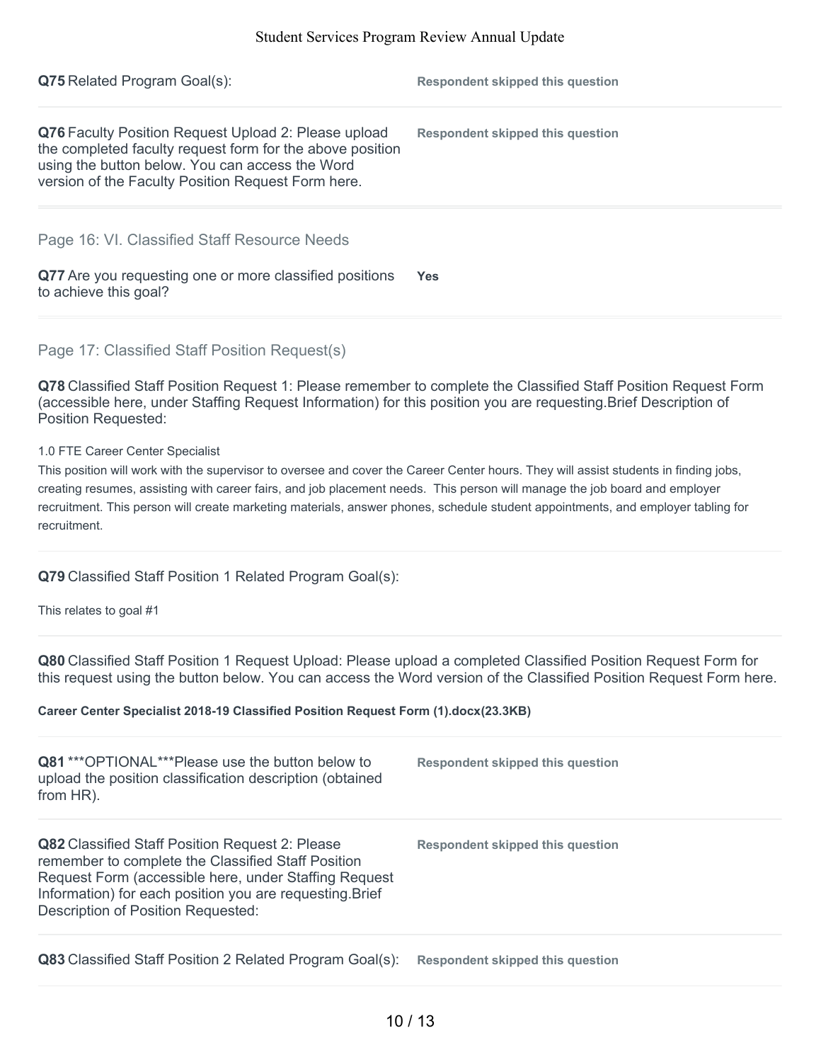**Q75** Related Program Goal(s): **Respondent skipped this question**

**Q76** Faculty Position Request Upload 2: Please upload the completed faculty request form for the above position using the button below. You can access the Word version of the Faculty Position Request Form here. **Respondent skipped this question**

## Page 16: VI. Classified Staff Resource Needs

**Q77** Are you requesting one or more classified positions to achieve this goal? **Yes**

## Page 17: Classified Staff Position Request(s)

**Q78** Classified Staff Position Request 1: Please remember to complete the Classified Staff Position Request Form (accessible here, under Staffing Request Information) for this position you are requesting.Brief Description of Position Requested:

1.0 FTE Career Center Specialist

This position will work with the supervisor to oversee and cover the Career Center hours. They will assist students in finding jobs, creating resumes, assisting with career fairs, and job placement needs. This person will manage the job board and employer recruitment. This person will create marketing materials, answer phones, schedule student appointments, and employer tabling for recruitment.

**Q79** Classified Staff Position 1 Related Program Goal(s):

This relates to goal #1

**Q80** Classified Staff Position 1 Request Upload: Please upload a completed Classified Position Request Form for this request using the button below. You can access the Word version of the Classified Position Request Form here.

**Career Center Specialist 2018-19 Classified Position Request Form (1).docx(23.3KB)**

**Q81** ***OPTIONAL***Please use the button below to upload the position classification description (obtained from HR). **Respondent skipped this question**

**Q82** Classified Staff Position Request 2: Please remember to complete the Classified Staff Position Request Form (accessible here, under Staffing Request Information) for each position you are requesting.Brief Description of Position Requested: **Respondent skipped this question**

**Q83** Classified Staff Position 2 Related Program Goal(s): **Respondent skipped this question**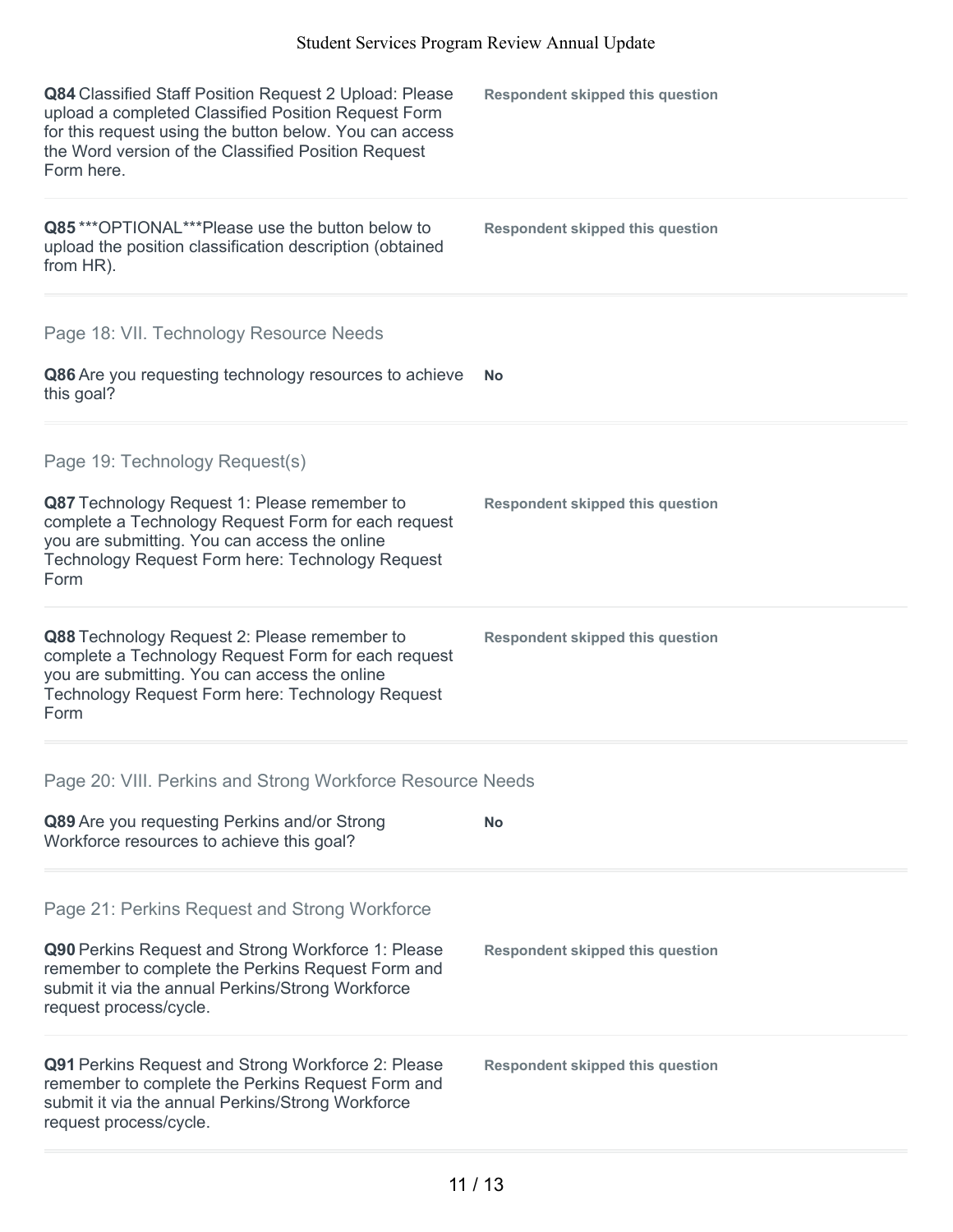**Q84** Classified Staff Position Request 2 Upload: Please upload a completed Classified Position Request Form for this request using the button below. You can access the Word version of the Classified Position Request Form here.

**Respondent skipped this question**

---

**Q85** ***OPTIONAL***Please use the button below to upload the position classification description (obtained from HR).

**Respondent skipped this question**

---

## Page 18: VII. Technology Resource Needs

**Q86** Are you requesting technology resources to achieve this goal?

**No**

---

## Page 19: Technology Request(s)

**Q87** Technology Request 1: Please remember to complete a Technology Request Form for each request you are submitting. You can access the online Technology Request Form here: Technology Request Form

**Respondent skipped this question**

---

**Q88** Technology Request 2: Please remember to complete a Technology Request Form for each request you are submitting. You can access the online Technology Request Form here: Technology Request Form

**Respondent skipped this question**

---

## Page 20: VIII. Perkins and Strong Workforce Resource Needs

**Q89** Are you requesting Perkins and/or Strong Workforce resources to achieve this goal?

**No**

---

## Page 21: Perkins Request and Strong Workforce

**Q90** Perkins Request and Strong Workforce 1: Please remember to complete the Perkins Request Form and submit it via the annual Perkins/Strong Workforce request process/cycle.

**Respondent skipped this question**

---

**Q91** Perkins Request and Strong Workforce 2: Please remember to complete the Perkins Request Form and submit it via the annual Perkins/Strong Workforce request process/cycle.

**Respondent skipped this question**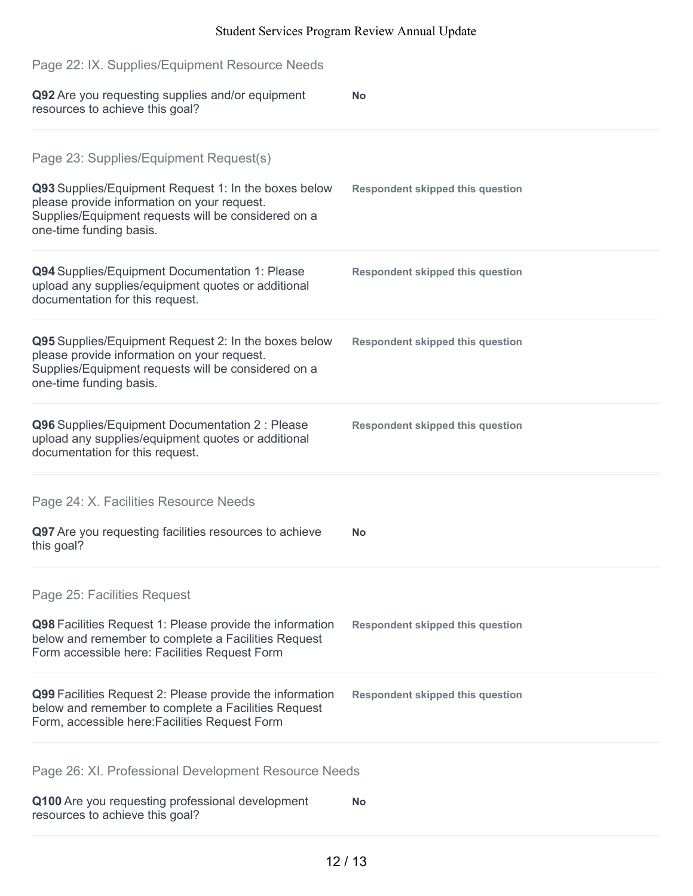## Page 22: IX. Supplies/Equipment Resource Needs

**Q92** Are you requesting supplies and/or equipment resources to achieve this goal?

**No**

## Page 23: Supplies/Equipment Request(s)

**Q93** Supplies/Equipment Request 1: In the boxes below please provide information on your request. Supplies/Equipment requests will be considered on a one-time funding basis.

**Respondent skipped this question**

**Q94** Supplies/Equipment Documentation 1: Please upload any supplies/equipment quotes or additional documentation for this request.

**Respondent skipped this question**

**Q95** Supplies/Equipment Request 2: In the boxes below please provide information on your request. Supplies/Equipment requests will be considered on a one-time funding basis.

**Respondent skipped this question**

**Q96** Supplies/Equipment Documentation 2 : Please upload any supplies/equipment quotes or additional documentation for this request.

**Respondent skipped this question**

## Page 24: X. Facilities Resource Needs

**Q97** Are you requesting facilities resources to achieve this goal?

**No**

## Page 25: Facilities Request

**Q98** Facilities Request 1: Please provide the information below and remember to complete a Facilities Request Form accessible here: Facilities Request Form

**Respondent skipped this question**

**Q99** Facilities Request 2: Please provide the information below and remember to complete a Facilities Request Form, accessible here:Facilities Request Form

**Respondent skipped this question**

## Page 26: XI. Professional Development Resource Needs

**Q100** Are you requesting professional development resources to achieve this goal?

**No**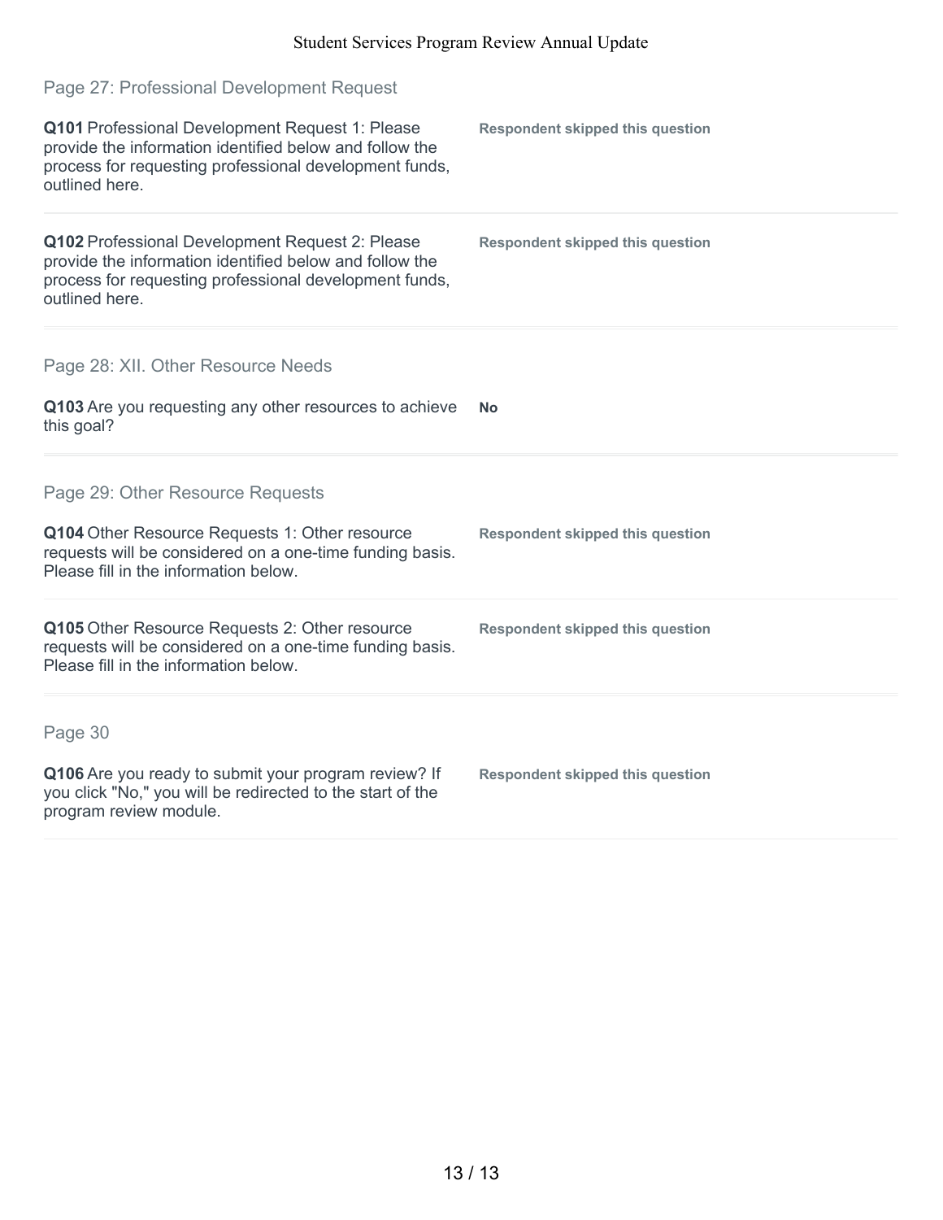## Page 27: Professional Development Request

**Q101** Professional Development Request 1: Please provide the information identified below and follow the process for requesting professional development funds, outlined here.

**Respondent skipped this question**

**Q102** Professional Development Request 2: Please provide the information identified below and follow the process for requesting professional development funds, outlined here.

**Respondent skipped this question**

## Page 28: XII. Other Resource Needs

**Q103** Are you requesting any other resources to achieve this goal?

**No**

## Page 29: Other Resource Requests

**Q104** Other Resource Requests 1: Other resource requests will be considered on a one-time funding basis. Please fill in the information below.

**Respondent skipped this question**

**Q105** Other Resource Requests 2: Other resource requests will be considered on a one-time funding basis. Please fill in the information below.

**Respondent skipped this question**

## Page 30

**Q106** Are you ready to submit your program review? If you click "No," you will be redirected to the start of the program review module.

**Respondent skipped this question**